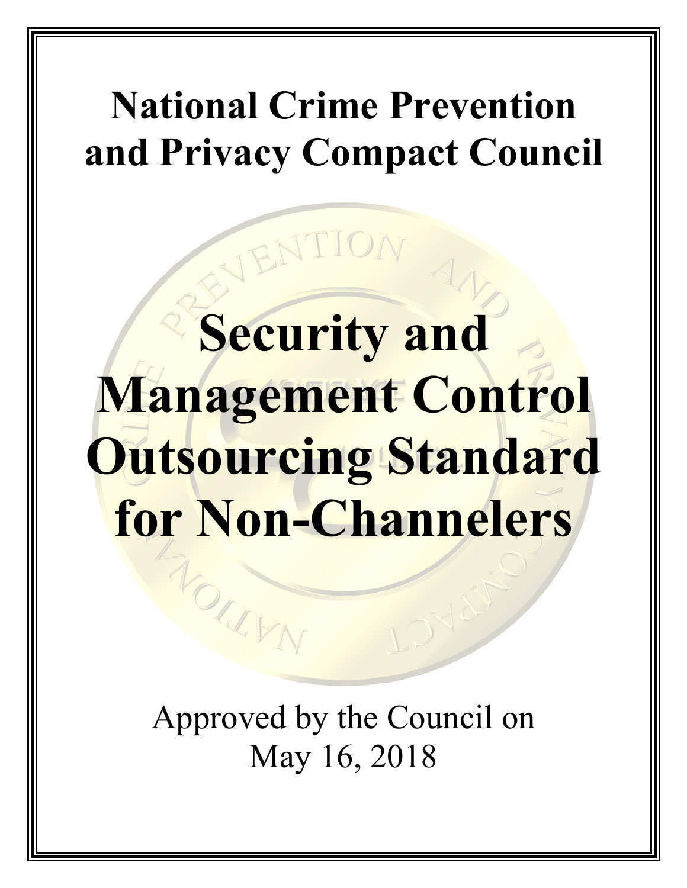# National Crime Prevention and Privacy Compact Council

# Security and Management Control Outsourcing Standard for Non-Channelers

Approved by the Council on May 16, 2018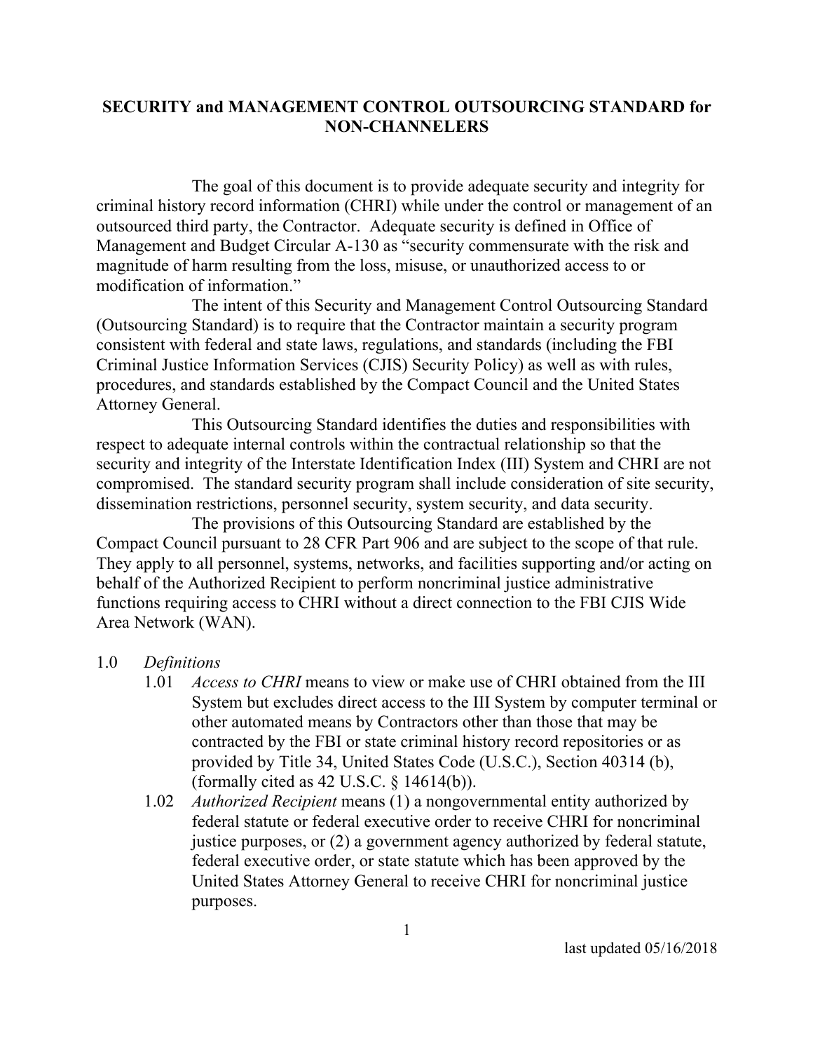# SECURITY and MANAGEMENT CONTROL OUTSOURCING STANDARD for NON-CHANNELERS

The goal of this document is to provide adequate security and integrity for criminal history record information (CHRI) while under the control or management of an outsourced third party, the Contractor. Adequate security is defined in Office of Management and Budget Circular A-130 as "security commensurate with the risk and magnitude of harm resulting from the loss, misuse, or unauthorized access to or modification of information."

The intent of this Security and Management Control Outsourcing Standard (Outsourcing Standard) is to require that the Contractor maintain a security program consistent with federal and state laws, regulations, and standards (including the FBI Criminal Justice Information Services (CJIS) Security Policy) as well as with rules, procedures, and standards established by the Compact Council and the United States Attorney General.

This Outsourcing Standard identifies the duties and responsibilities with respect to adequate internal controls within the contractual relationship so that the security and integrity of the Interstate Identification Index (III) System and CHRI are not compromised. The standard security program shall include consideration of site security, dissemination restrictions, personnel security, system security, and data security.

The provisions of this Outsourcing Standard are established by the Compact Council pursuant to 28 CFR Part 906 and are subject to the scope of that rule. They apply to all personnel, systems, networks, and facilities supporting and/or acting on behalf of the Authorized Recipient to perform noncriminal justice administrative functions requiring access to CHRI without a direct connection to the FBI CJIS Wide Area Network (WAN).

1.0 *Definitions*

- 1.01 *Access to CHRI* means to view or make use of CHRI obtained from the III System but excludes direct access to the III System by computer terminal or other automated means by Contractors other than those that may be contracted by the FBI or state criminal history record repositories or as provided by Title 34, United States Code (U.S.C.), Section 40314 (b), (formally cited as 42 U.S.C. § 14614(b)).
- 1.02 *Authorized Recipient* means (1) a nongovernmental entity authorized by federal statute or federal executive order to receive CHRI for noncriminal justice purposes, or (2) a government agency authorized by federal statute, federal executive order, or state statute which has been approved by the United States Attorney General to receive CHRI for noncriminal justice purposes.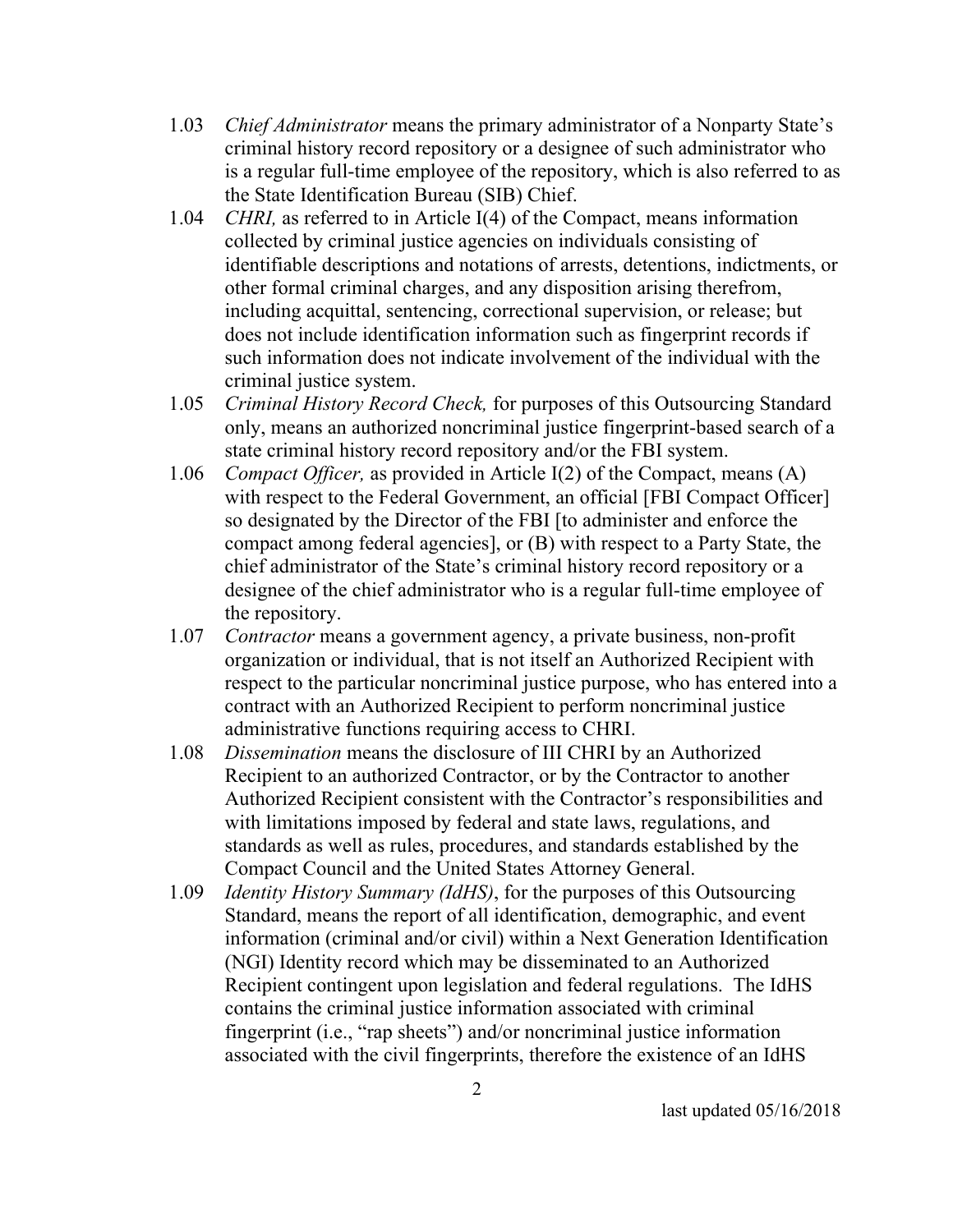1.03 *Chief Administrator* means the primary administrator of a Nonparty State's criminal history record repository or a designee of such administrator who is a regular full-time employee of the repository, which is also referred to as the State Identification Bureau (SIB) Chief.

1.04 *CHRI,* as referred to in Article I(4) of the Compact, means information collected by criminal justice agencies on individuals consisting of identifiable descriptions and notations of arrests, detentions, indictments, or other formal criminal charges, and any disposition arising therefrom, including acquittal, sentencing, correctional supervision, or release; but does not include identification information such as fingerprint records if such information does not indicate involvement of the individual with the criminal justice system.

1.05 *Criminal History Record Check,* for purposes of this Outsourcing Standard only, means an authorized noncriminal justice fingerprint-based search of a state criminal history record repository and/or the FBI system.

1.06 *Compact Officer,* as provided in Article I(2) of the Compact, means (A) with respect to the Federal Government, an official [FBI Compact Officer] so designated by the Director of the FBI [to administer and enforce the compact among federal agencies], or (B) with respect to a Party State, the chief administrator of the State's criminal history record repository or a designee of the chief administrator who is a regular full-time employee of the repository.

1.07 *Contractor* means a government agency, a private business, non-profit organization or individual, that is not itself an Authorized Recipient with respect to the particular noncriminal justice purpose, who has entered into a contract with an Authorized Recipient to perform noncriminal justice administrative functions requiring access to CHRI.

1.08 *Dissemination* means the disclosure of III CHRI by an Authorized Recipient to an authorized Contractor, or by the Contractor to another Authorized Recipient consistent with the Contractor's responsibilities and with limitations imposed by federal and state laws, regulations, and standards as well as rules, procedures, and standards established by the Compact Council and the United States Attorney General.

1.09 *Identity History Summary (IdHS)*, for the purposes of this Outsourcing Standard, means the report of all identification, demographic, and event information (criminal and/or civil) within a Next Generation Identification (NGI) Identity record which may be disseminated to an Authorized Recipient contingent upon legislation and federal regulations. The IdHS contains the criminal justice information associated with criminal fingerprint (i.e., "rap sheets") and/or noncriminal justice information associated with the civil fingerprints, therefore the existence of an IdHS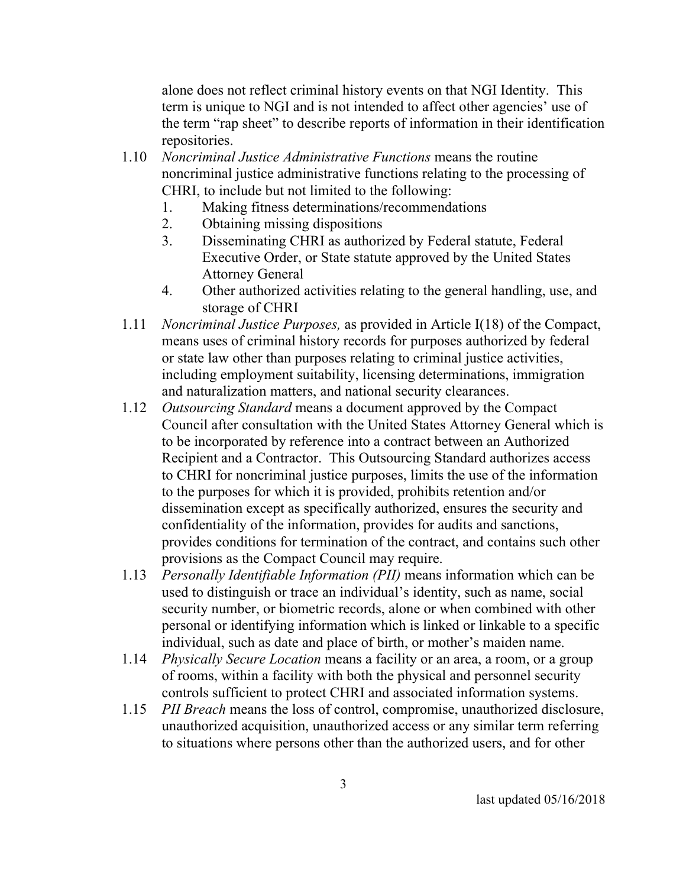alone does not reflect criminal history events on that NGI Identity. This term is unique to NGI and is not intended to affect other agencies' use of the term "rap sheet" to describe reports of information in their identification repositories.

1.10 *Noncriminal Justice Administrative Functions* means the routine noncriminal justice administrative functions relating to the processing of CHRI, to include but not limited to the following:
   1. Making fitness determinations/recommendations
   2. Obtaining missing dispositions
   3. Disseminating CHRI as authorized by Federal statute, Federal Executive Order, or State statute approved by the United States Attorney General
   4. Other authorized activities relating to the general handling, use, and storage of CHRI

1.11 *Noncriminal Justice Purposes,* as provided in Article I(18) of the Compact, means uses of criminal history records for purposes authorized by federal or state law other than purposes relating to criminal justice activities, including employment suitability, licensing determinations, immigration and naturalization matters, and national security clearances.

1.12 *Outsourcing Standard* means a document approved by the Compact Council after consultation with the United States Attorney General which is to be incorporated by reference into a contract between an Authorized Recipient and a Contractor. This Outsourcing Standard authorizes access to CHRI for noncriminal justice purposes, limits the use of the information to the purposes for which it is provided, prohibits retention and/or dissemination except as specifically authorized, ensures the security and confidentiality of the information, provides for audits and sanctions, provides conditions for termination of the contract, and contains such other provisions as the Compact Council may require.

1.13 *Personally Identifiable Information (PII)* means information which can be used to distinguish or trace an individual's identity, such as name, social security number, or biometric records, alone or when combined with other personal or identifying information which is linked or linkable to a specific individual, such as date and place of birth, or mother's maiden name.

1.14 *Physically Secure Location* means a facility or an area, a room, or a group of rooms, within a facility with both the physical and personnel security controls sufficient to protect CHRI and associated information systems.

1.15 *PII Breach* means the loss of control, compromise, unauthorized disclosure, unauthorized acquisition, unauthorized access or any similar term referring to situations where persons other than the authorized users, and for other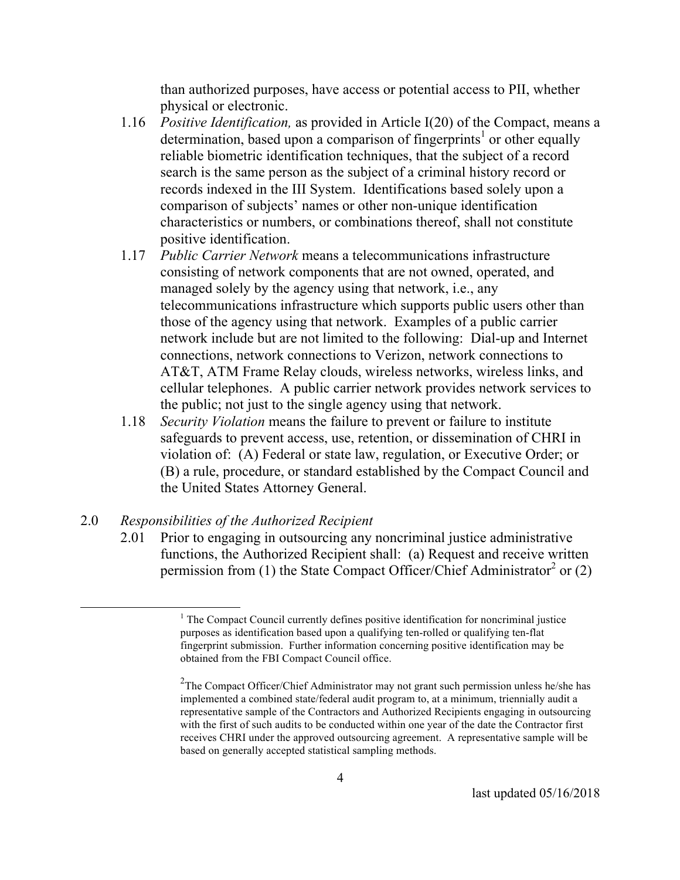than authorized purposes, have access or potential access to PII, whether physical or electronic.

1.16 *Positive Identification,* as provided in Article I(20) of the Compact, means a determination, based upon a comparison of fingerprints[1] or other equally reliable biometric identification techniques, that the subject of a record search is the same person as the subject of a criminal history record or records indexed in the III System. Identifications based solely upon a comparison of subjects' names or other non-unique identification characteristics or numbers, or combinations thereof, shall not constitute positive identification.

1.17 *Public Carrier Network* means a telecommunications infrastructure consisting of network components that are not owned, operated, and managed solely by the agency using that network, i.e., any telecommunications infrastructure which supports public users other than those of the agency using that network. Examples of a public carrier network include but are not limited to the following: Dial-up and Internet connections, network connections to Verizon, network connections to AT&T, ATM Frame Relay clouds, wireless networks, wireless links, and cellular telephones. A public carrier network provides network services to the public; not just to the single agency using that network.

1.18 *Security Violation* means the failure to prevent or failure to institute safeguards to prevent access, use, retention, or dissemination of CHRI in violation of: (A) Federal or state law, regulation, or Executive Order; or (B) a rule, procedure, or standard established by the Compact Council and the United States Attorney General.

2.0 *Responsibilities of the Authorized Recipient*

2.01 Prior to engaging in outsourcing any noncriminal justice administrative functions, the Authorized Recipient shall: (a) Request and receive written permission from (1) the State Compact Officer/Chief Administrator[2] or (2)

---

[1] The Compact Council currently defines positive identification for noncriminal justice purposes as identification based upon a qualifying ten-rolled or qualifying ten-flat fingerprint submission. Further information concerning positive identification may be obtained from the FBI Compact Council office.

[2] The Compact Officer/Chief Administrator may not grant such permission unless he/she has implemented a combined state/federal audit program to, at a minimum, triennially audit a representative sample of the Contractors and Authorized Recipients engaging in outsourcing with the first of such audits to be conducted within one year of the date the Contractor first receives CHRI under the approved outsourcing agreement. A representative sample will be based on generally accepted statistical sampling methods.

last updated 05/16/2018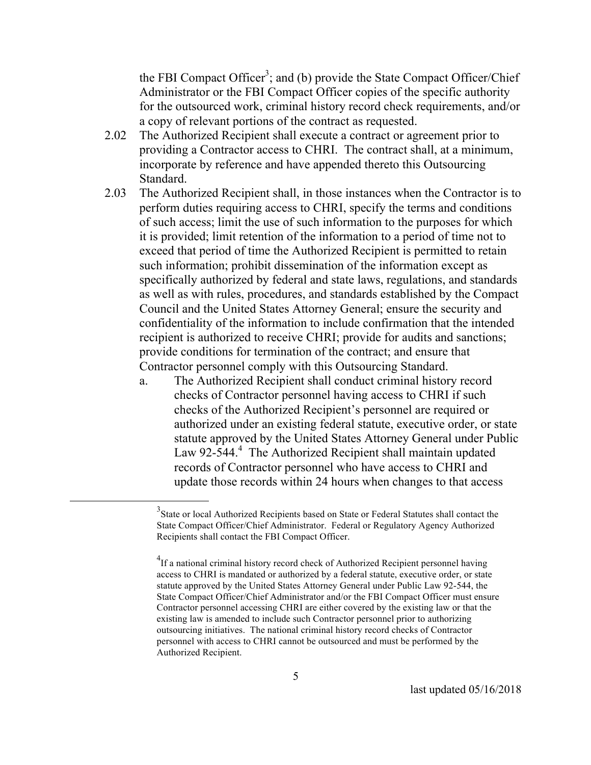the FBI Compact Officer[3]; and (b) provide the State Compact Officer/Chief Administrator or the FBI Compact Officer copies of the specific authority for the outsourced work, criminal history record check requirements, and/or a copy of relevant portions of the contract as requested.

2.02 The Authorized Recipient shall execute a contract or agreement prior to providing a Contractor access to CHRI. The contract shall, at a minimum, incorporate by reference and have appended thereto this Outsourcing Standard.

2.03 The Authorized Recipient shall, in those instances when the Contractor is to perform duties requiring access to CHRI, specify the terms and conditions of such access; limit the use of such information to the purposes for which it is provided; limit retention of the information to a period of time not to exceed that period of time the Authorized Recipient is permitted to retain such information; prohibit dissemination of the information except as specifically authorized by federal and state laws, regulations, and standards as well as with rules, procedures, and standards established by the Compact Council and the United States Attorney General; ensure the security and confidentiality of the information to include confirmation that the intended recipient is authorized to receive CHRI; provide for audits and sanctions; provide conditions for termination of the contract; and ensure that Contractor personnel comply with this Outsourcing Standard.

   a. The Authorized Recipient shall conduct criminal history record checks of Contractor personnel having access to CHRI if such checks of the Authorized Recipient's personnel are required or authorized under an existing federal statute, executive order, or state statute approved by the United States Attorney General under Public Law 92-544.[4] The Authorized Recipient shall maintain updated records of Contractor personnel who have access to CHRI and update those records within 24 hours when changes to that access

---

[3] State or local Authorized Recipients based on State or Federal Statutes shall contact the State Compact Officer/Chief Administrator. Federal or Regulatory Agency Authorized Recipients shall contact the FBI Compact Officer.

[4] If a national criminal history record check of Authorized Recipient personnel having access to CHRI is mandated or authorized by a federal statute, executive order, or state statute approved by the United States Attorney General under Public Law 92-544, the State Compact Officer/Chief Administrator and/or the FBI Compact Officer must ensure Contractor personnel accessing CHRI are either covered by the existing law or that the existing law is amended to include such Contractor personnel prior to authorizing outsourcing initiatives. The national criminal history record checks of Contractor personnel with access to CHRI cannot be outsourced and must be performed by the Authorized Recipient.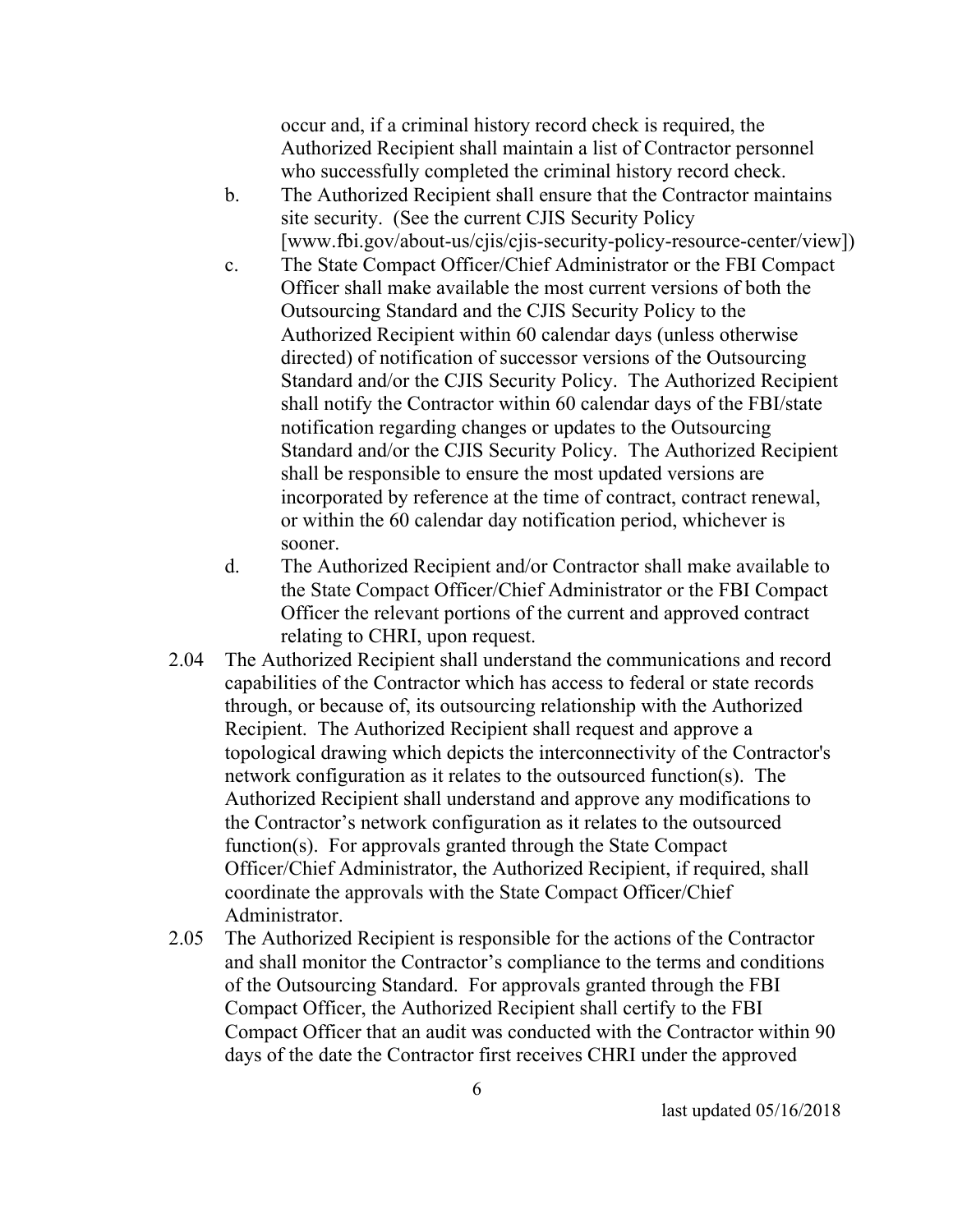occur and, if a criminal history record check is required, the Authorized Recipient shall maintain a list of Contractor personnel who successfully completed the criminal history record check.

b. The Authorized Recipient shall ensure that the Contractor maintains site security. (See the current CJIS Security Policy [www.fbi.gov/about-us/cjis/cjis-security-policy-resource-center/view])

c. The State Compact Officer/Chief Administrator or the FBI Compact Officer shall make available the most current versions of both the Outsourcing Standard and the CJIS Security Policy to the Authorized Recipient within 60 calendar days (unless otherwise directed) of notification of successor versions of the Outsourcing Standard and/or the CJIS Security Policy. The Authorized Recipient shall notify the Contractor within 60 calendar days of the FBI/state notification regarding changes or updates to the Outsourcing Standard and/or the CJIS Security Policy. The Authorized Recipient shall be responsible to ensure the most updated versions are incorporated by reference at the time of contract, contract renewal, or within the 60 calendar day notification period, whichever is sooner.

d. The Authorized Recipient and/or Contractor shall make available to the State Compact Officer/Chief Administrator or the FBI Compact Officer the relevant portions of the current and approved contract relating to CHRI, upon request.

2.04 The Authorized Recipient shall understand the communications and record capabilities of the Contractor which has access to federal or state records through, or because of, its outsourcing relationship with the Authorized Recipient. The Authorized Recipient shall request and approve a topological drawing which depicts the interconnectivity of the Contractor's network configuration as it relates to the outsourced function(s). The Authorized Recipient shall understand and approve any modifications to the Contractor's network configuration as it relates to the outsourced function(s). For approvals granted through the State Compact Officer/Chief Administrator, the Authorized Recipient, if required, shall coordinate the approvals with the State Compact Officer/Chief Administrator.

2.05 The Authorized Recipient is responsible for the actions of the Contractor and shall monitor the Contractor's compliance to the terms and conditions of the Outsourcing Standard. For approvals granted through the FBI Compact Officer, the Authorized Recipient shall certify to the FBI Compact Officer that an audit was conducted with the Contractor within 90 days of the date the Contractor first receives CHRI under the approved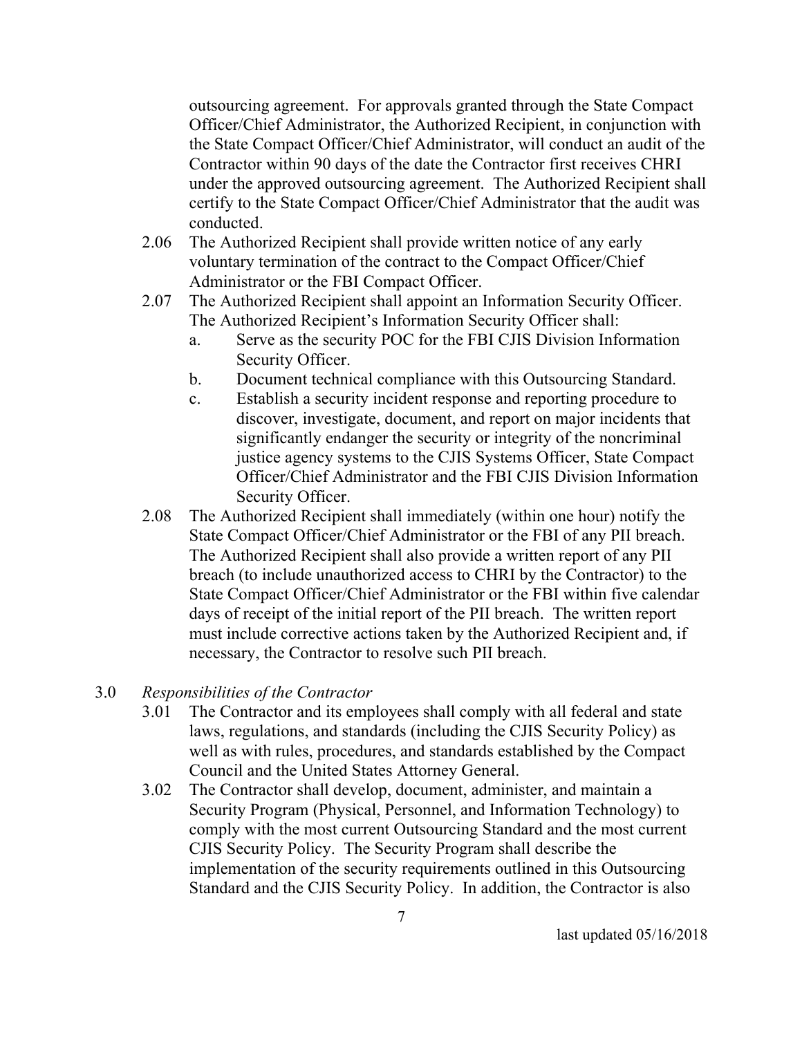outsourcing agreement. For approvals granted through the State Compact Officer/Chief Administrator, the Authorized Recipient, in conjunction with the State Compact Officer/Chief Administrator, will conduct an audit of the Contractor within 90 days of the date the Contractor first receives CHRI under the approved outsourcing agreement. The Authorized Recipient shall certify to the State Compact Officer/Chief Administrator that the audit was conducted.

2.06 The Authorized Recipient shall provide written notice of any early voluntary termination of the contract to the Compact Officer/Chief Administrator or the FBI Compact Officer.

2.07 The Authorized Recipient shall appoint an Information Security Officer. The Authorized Recipient's Information Security Officer shall:

- a. Serve as the security POC for the FBI CJIS Division Information Security Officer.
- b. Document technical compliance with this Outsourcing Standard.
- c. Establish a security incident response and reporting procedure to discover, investigate, document, and report on major incidents that significantly endanger the security or integrity of the noncriminal justice agency systems to the CJIS Systems Officer, State Compact Officer/Chief Administrator and the FBI CJIS Division Information Security Officer.

2.08 The Authorized Recipient shall immediately (within one hour) notify the State Compact Officer/Chief Administrator or the FBI of any PII breach. The Authorized Recipient shall also provide a written report of any PII breach (to include unauthorized access to CHRI by the Contractor) to the State Compact Officer/Chief Administrator or the FBI within five calendar days of receipt of the initial report of the PII breach. The written report must include corrective actions taken by the Authorized Recipient and, if necessary, the Contractor to resolve such PII breach.

3.0 *Responsibilities of the Contractor*

3.01 The Contractor and its employees shall comply with all federal and state laws, regulations, and standards (including the CJIS Security Policy) as well as with rules, procedures, and standards established by the Compact Council and the United States Attorney General.

3.02 The Contractor shall develop, document, administer, and maintain a Security Program (Physical, Personnel, and Information Technology) to comply with the most current Outsourcing Standard and the most current CJIS Security Policy. The Security Program shall describe the implementation of the security requirements outlined in this Outsourcing Standard and the CJIS Security Policy. In addition, the Contractor is also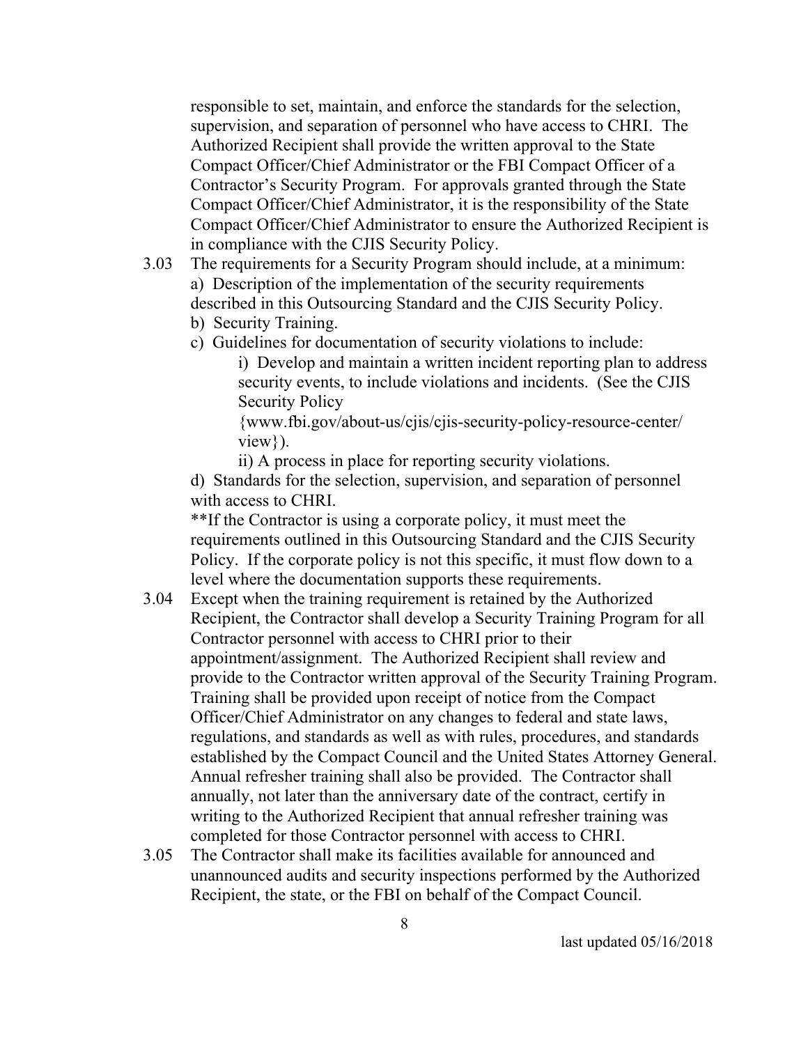responsible to set, maintain, and enforce the standards for the selection, supervision, and separation of personnel who have access to CHRI. The Authorized Recipient shall provide the written approval to the State Compact Officer/Chief Administrator or the FBI Compact Officer of a Contractor's Security Program. For approvals granted through the State Compact Officer/Chief Administrator, it is the responsibility of the State Compact Officer/Chief Administrator to ensure the Authorized Recipient is in compliance with the CJIS Security Policy.

3.03 The requirements for a Security Program should include, at a minimum:

a) Description of the implementation of the security requirements described in this Outsourcing Standard and the CJIS Security Policy.

b) Security Training.

c) Guidelines for documentation of security violations to include:

i) Develop and maintain a written incident reporting plan to address security events, to include violations and incidents. (See the CJIS Security Policy {www.fbi.gov/about-us/cjis/cjis-security-policy-resource-center/view}).

ii) A process in place for reporting security violations.

d) Standards for the selection, supervision, and separation of personnel with access to CHRI.

**If the Contractor is using a corporate policy, it must meet the requirements outlined in this Outsourcing Standard and the CJIS Security Policy. If the corporate policy is not this specific, it must flow down to a level where the documentation supports these requirements.

3.04 Except when the training requirement is retained by the Authorized Recipient, the Contractor shall develop a Security Training Program for all Contractor personnel with access to CHRI prior to their appointment/assignment. The Authorized Recipient shall review and provide to the Contractor written approval of the Security Training Program. Training shall be provided upon receipt of notice from the Compact Officer/Chief Administrator on any changes to federal and state laws, regulations, and standards as well as with rules, procedures, and standards established by the Compact Council and the United States Attorney General. Annual refresher training shall also be provided. The Contractor shall annually, not later than the anniversary date of the contract, certify in writing to the Authorized Recipient that annual refresher training was completed for those Contractor personnel with access to CHRI.

3.05 The Contractor shall make its facilities available for announced and unannounced audits and security inspections performed by the Authorized Recipient, the state, or the FBI on behalf of the Compact Council.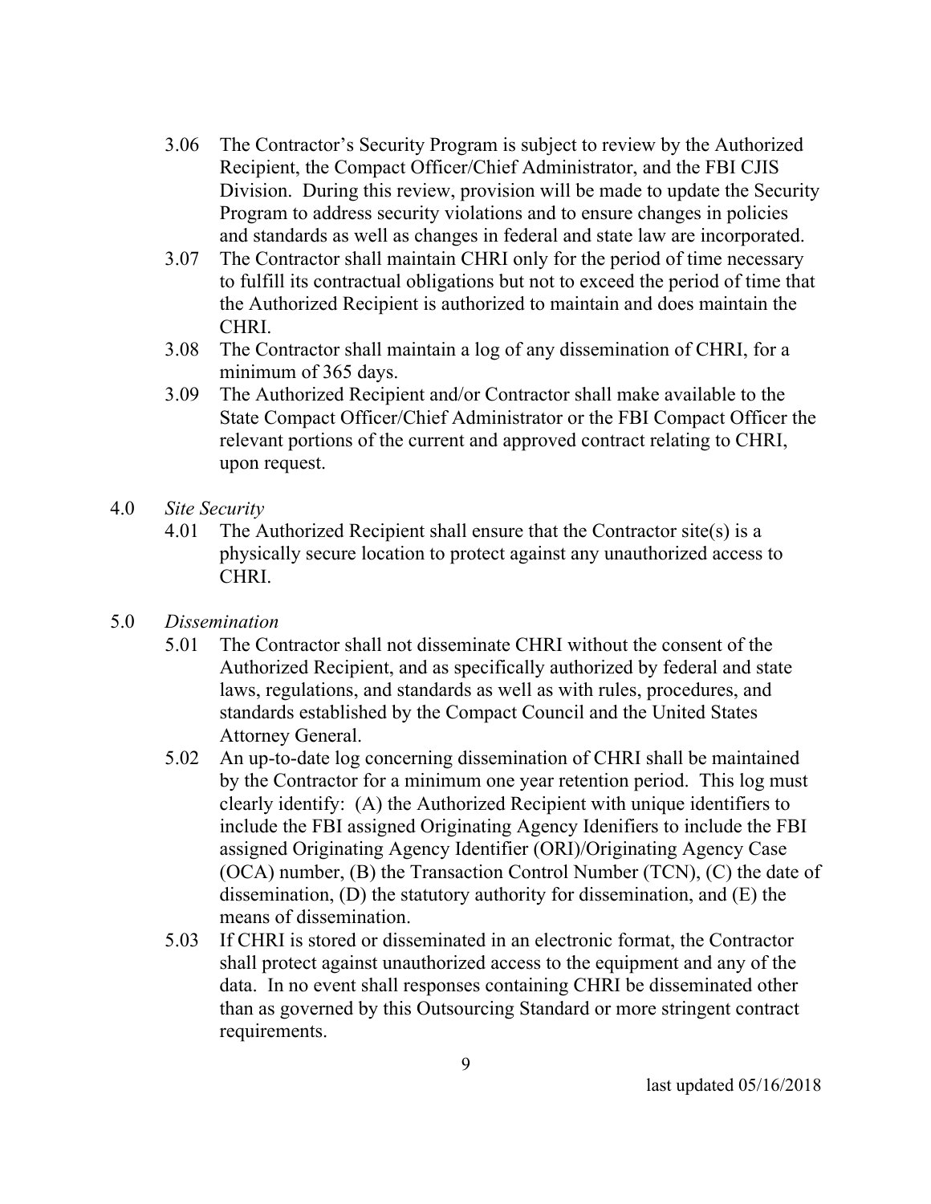3.06 The Contractor's Security Program is subject to review by the Authorized Recipient, the Compact Officer/Chief Administrator, and the FBI CJIS Division. During this review, provision will be made to update the Security Program to address security violations and to ensure changes in policies and standards as well as changes in federal and state law are incorporated.

3.07 The Contractor shall maintain CHRI only for the period of time necessary to fulfill its contractual obligations but not to exceed the period of time that the Authorized Recipient is authorized to maintain and does maintain the CHRI.

3.08 The Contractor shall maintain a log of any dissemination of CHRI, for a minimum of 365 days.

3.09 The Authorized Recipient and/or Contractor shall make available to the State Compact Officer/Chief Administrator or the FBI Compact Officer the relevant portions of the current and approved contract relating to CHRI, upon request.

4.0 *Site Security*

4.01 The Authorized Recipient shall ensure that the Contractor site(s) is a physically secure location to protect against any unauthorized access to CHRI.

5.0 *Dissemination*

5.01 The Contractor shall not disseminate CHRI without the consent of the Authorized Recipient, and as specifically authorized by federal and state laws, regulations, and standards as well as with rules, procedures, and standards established by the Compact Council and the United States Attorney General.

5.02 An up-to-date log concerning dissemination of CHRI shall be maintained by the Contractor for a minimum one year retention period. This log must clearly identify: (A) the Authorized Recipient with unique identifiers to include the FBI assigned Originating Agency Idenifiers to include the FBI assigned Originating Agency Identifier (ORI)/Originating Agency Case (OCA) number, (B) the Transaction Control Number (TCN), (C) the date of dissemination, (D) the statutory authority for dissemination, and (E) the means of dissemination.

5.03 If CHRI is stored or disseminated in an electronic format, the Contractor shall protect against unauthorized access to the equipment and any of the data. In no event shall responses containing CHRI be disseminated other than as governed by this Outsourcing Standard or more stringent contract requirements.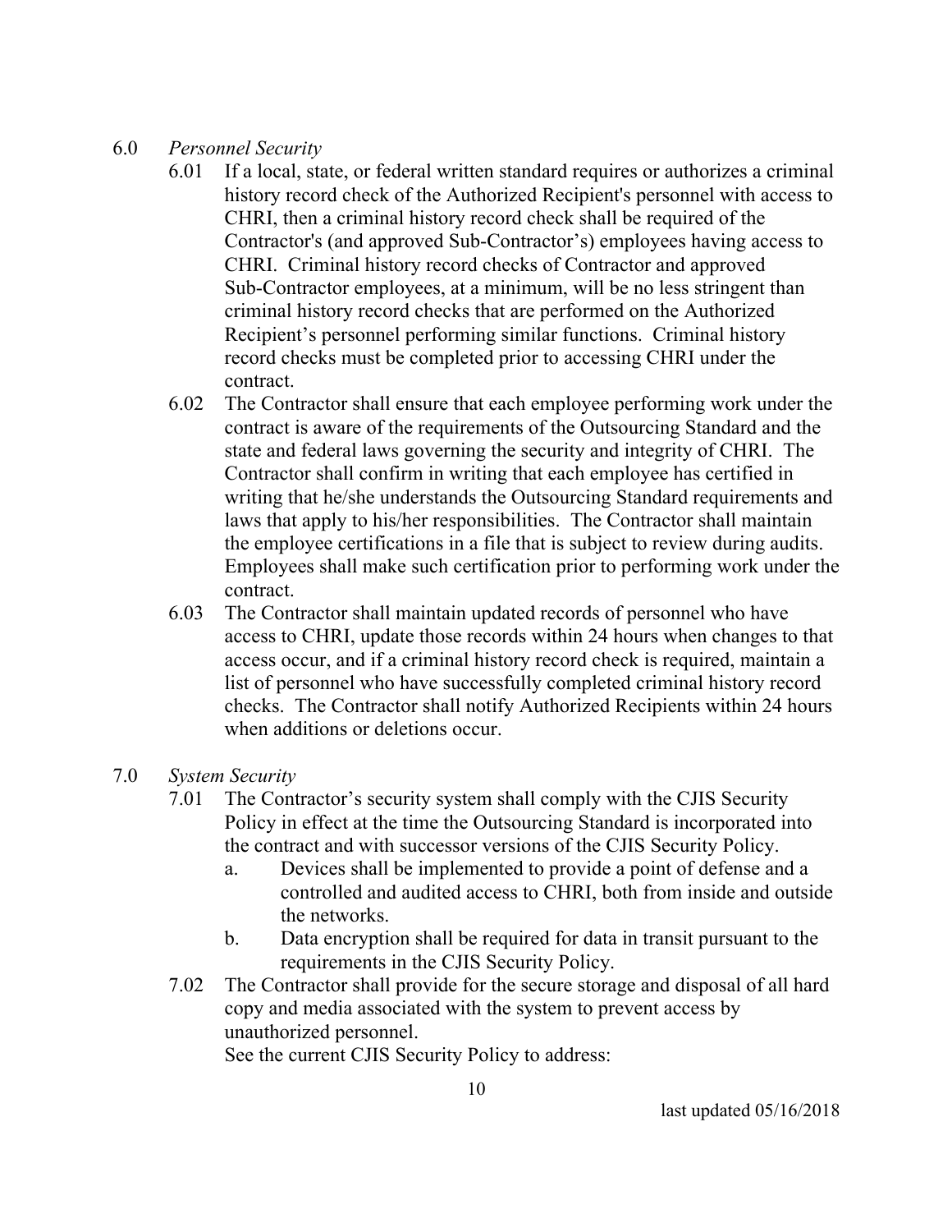6.0 *Personnel Security*

6.01 If a local, state, or federal written standard requires or authorizes a criminal history record check of the Authorized Recipient's personnel with access to CHRI, then a criminal history record check shall be required of the Contractor's (and approved Sub-Contractor's) employees having access to CHRI. Criminal history record checks of Contractor and approved Sub-Contractor employees, at a minimum, will be no less stringent than criminal history record checks that are performed on the Authorized Recipient's personnel performing similar functions. Criminal history record checks must be completed prior to accessing CHRI under the contract.

6.02 The Contractor shall ensure that each employee performing work under the contract is aware of the requirements of the Outsourcing Standard and the state and federal laws governing the security and integrity of CHRI. The Contractor shall confirm in writing that each employee has certified in writing that he/she understands the Outsourcing Standard requirements and laws that apply to his/her responsibilities. The Contractor shall maintain the employee certifications in a file that is subject to review during audits. Employees shall make such certification prior to performing work under the contract.

6.03 The Contractor shall maintain updated records of personnel who have access to CHRI, update those records within 24 hours when changes to that access occur, and if a criminal history record check is required, maintain a list of personnel who have successfully completed criminal history record checks. The Contractor shall notify Authorized Recipients within 24 hours when additions or deletions occur.

7.0 *System Security*

7.01 The Contractor's security system shall comply with the CJIS Security Policy in effect at the time the Outsourcing Standard is incorporated into the contract and with successor versions of the CJIS Security Policy.

a. Devices shall be implemented to provide a point of defense and a controlled and audited access to CHRI, both from inside and outside the networks.

b. Data encryption shall be required for data in transit pursuant to the requirements in the CJIS Security Policy.

7.02 The Contractor shall provide for the secure storage and disposal of all hard copy and media associated with the system to prevent access by unauthorized personnel.
See the current CJIS Security Policy to address: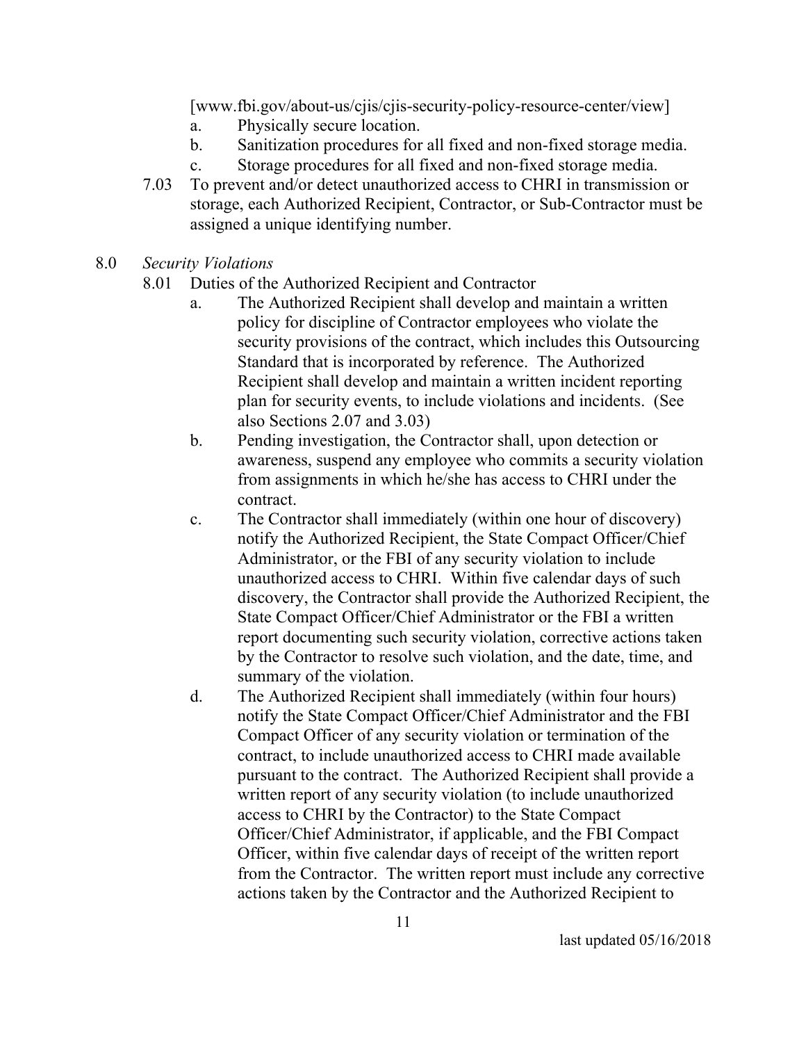[www.fbi.gov/about-us/cjis/cjis-security-policy-resource-center/view]

a. Physically secure location.

b. Sanitization procedures for all fixed and non-fixed storage media.

c. Storage procedures for all fixed and non-fixed storage media.

7.03 To prevent and/or detect unauthorized access to CHRI in transmission or storage, each Authorized Recipient, Contractor, or Sub-Contractor must be assigned a unique identifying number.

8.0 *Security Violations*

8.01 Duties of the Authorized Recipient and Contractor

a. The Authorized Recipient shall develop and maintain a written policy for discipline of Contractor employees who violate the security provisions of the contract, which includes this Outsourcing Standard that is incorporated by reference. The Authorized Recipient shall develop and maintain a written incident reporting plan for security events, to include violations and incidents. (See also Sections 2.07 and 3.03)

b. Pending investigation, the Contractor shall, upon detection or awareness, suspend any employee who commits a security violation from assignments in which he/she has access to CHRI under the contract.

c. The Contractor shall immediately (within one hour of discovery) notify the Authorized Recipient, the State Compact Officer/Chief Administrator, or the FBI of any security violation to include unauthorized access to CHRI. Within five calendar days of such discovery, the Contractor shall provide the Authorized Recipient, the State Compact Officer/Chief Administrator or the FBI a written report documenting such security violation, corrective actions taken by the Contractor to resolve such violation, and the date, time, and summary of the violation.

d. The Authorized Recipient shall immediately (within four hours) notify the State Compact Officer/Chief Administrator and the FBI Compact Officer of any security violation or termination of the contract, to include unauthorized access to CHRI made available pursuant to the contract. The Authorized Recipient shall provide a written report of any security violation (to include unauthorized access to CHRI by the Contractor) to the State Compact Officer/Chief Administrator, if applicable, and the FBI Compact Officer, within five calendar days of receipt of the written report from the Contractor. The written report must include any corrective actions taken by the Contractor and the Authorized Recipient to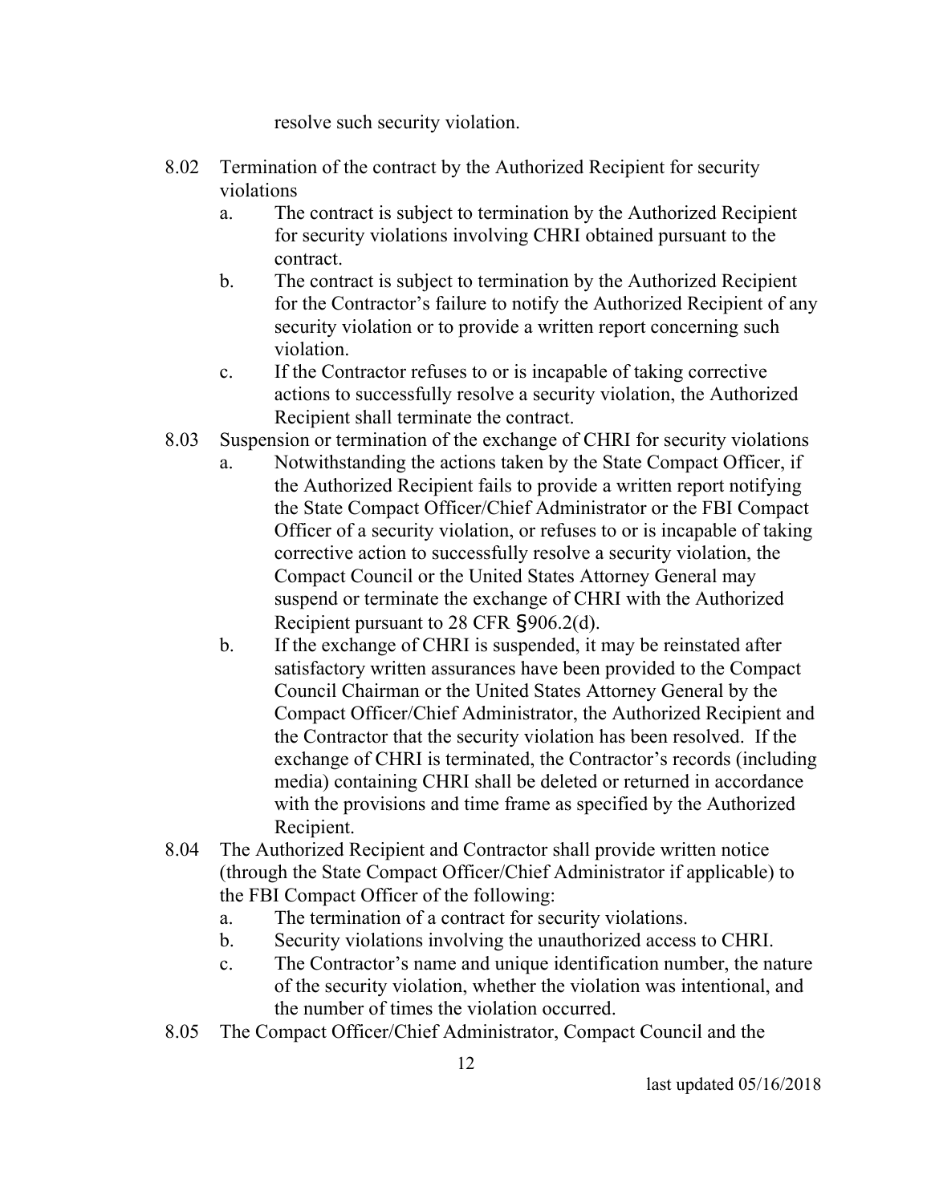resolve such security violation.

8.02 Termination of the contract by the Authorized Recipient for security violations

a. The contract is subject to termination by the Authorized Recipient for security violations involving CHRI obtained pursuant to the contract.

b. The contract is subject to termination by the Authorized Recipient for the Contractor's failure to notify the Authorized Recipient of any security violation or to provide a written report concerning such violation.

c. If the Contractor refuses to or is incapable of taking corrective actions to successfully resolve a security violation, the Authorized Recipient shall terminate the contract.

8.03 Suspension or termination of the exchange of CHRI for security violations

a. Notwithstanding the actions taken by the State Compact Officer, if the Authorized Recipient fails to provide a written report notifying the State Compact Officer/Chief Administrator or the FBI Compact Officer of a security violation, or refuses to or is incapable of taking corrective action to successfully resolve a security violation, the Compact Council or the United States Attorney General may suspend or terminate the exchange of CHRI with the Authorized Recipient pursuant to 28 CFR §906.2(d).

b. If the exchange of CHRI is suspended, it may be reinstated after satisfactory written assurances have been provided to the Compact Council Chairman or the United States Attorney General by the Compact Officer/Chief Administrator, the Authorized Recipient and the Contractor that the security violation has been resolved. If the exchange of CHRI is terminated, the Contractor's records (including media) containing CHRI shall be deleted or returned in accordance with the provisions and time frame as specified by the Authorized Recipient.

8.04 The Authorized Recipient and Contractor shall provide written notice (through the State Compact Officer/Chief Administrator if applicable) to the FBI Compact Officer of the following:

a. The termination of a contract for security violations.

b. Security violations involving the unauthorized access to CHRI.

c. The Contractor's name and unique identification number, the nature of the security violation, whether the violation was intentional, and the number of times the violation occurred.

8.05 The Compact Officer/Chief Administrator, Compact Council and the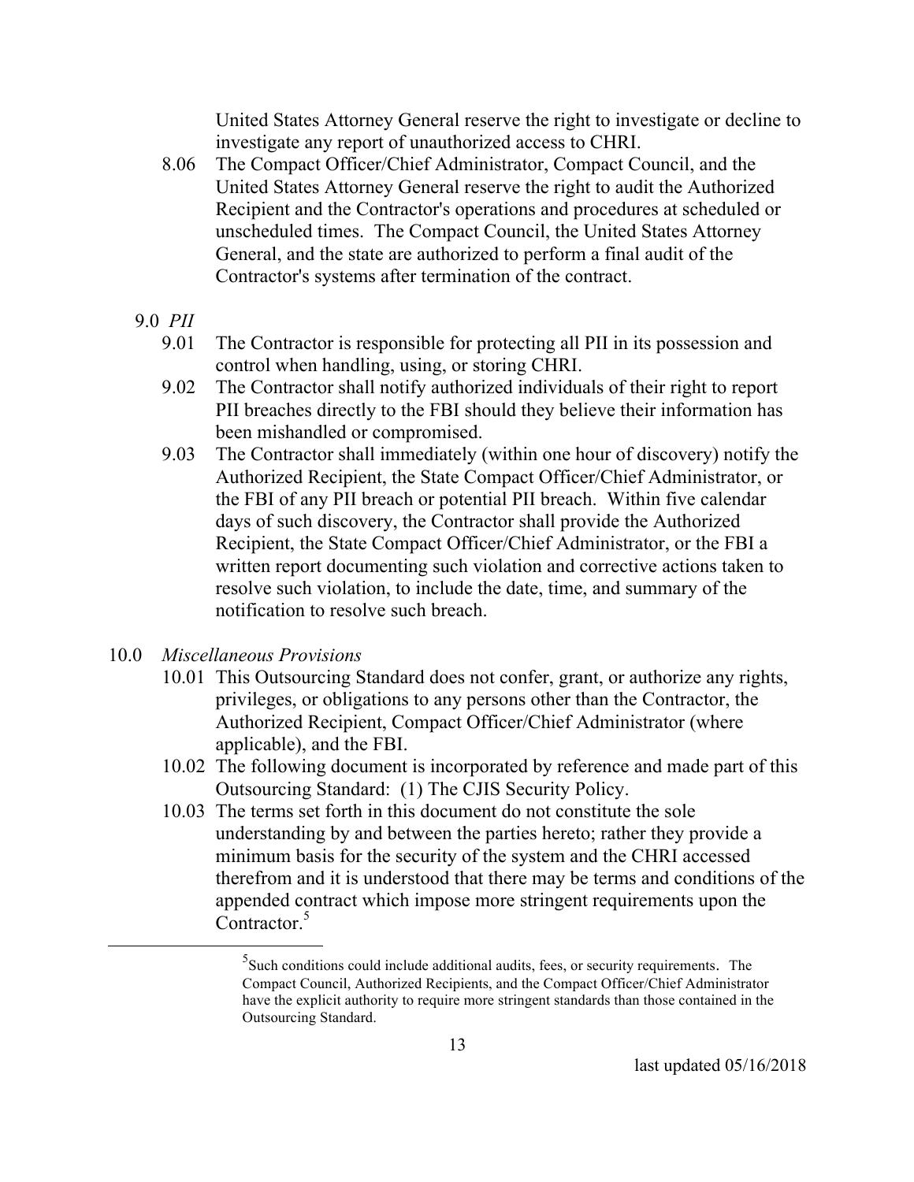United States Attorney General reserve the right to investigate or decline to investigate any report of unauthorized access to CHRI.

8.06 The Compact Officer/Chief Administrator, Compact Council, and the United States Attorney General reserve the right to audit the Authorized Recipient and the Contractor's operations and procedures at scheduled or unscheduled times. The Compact Council, the United States Attorney General, and the state are authorized to perform a final audit of the Contractor's systems after termination of the contract.

9.0 *PII*

9.01 The Contractor is responsible for protecting all PII in its possession and control when handling, using, or storing CHRI.

9.02 The Contractor shall notify authorized individuals of their right to report PII breaches directly to the FBI should they believe their information has been mishandled or compromised.

9.03 The Contractor shall immediately (within one hour of discovery) notify the Authorized Recipient, the State Compact Officer/Chief Administrator, or the FBI of any PII breach or potential PII breach. Within five calendar days of such discovery, the Contractor shall provide the Authorized Recipient, the State Compact Officer/Chief Administrator, or the FBI a written report documenting such violation and corrective actions taken to resolve such violation, to include the date, time, and summary of the notification to resolve such breach.

10.0 *Miscellaneous Provisions*

10.01 This Outsourcing Standard does not confer, grant, or authorize any rights, privileges, or obligations to any persons other than the Contractor, the Authorized Recipient, Compact Officer/Chief Administrator (where applicable), and the FBI.

10.02 The following document is incorporated by reference and made part of this Outsourcing Standard: (1) The CJIS Security Policy.

10.03 The terms set forth in this document do not constitute the sole understanding by and between the parties hereto; rather they provide a minimum basis for the security of the system and the CHRI accessed therefrom and it is understood that there may be terms and conditions of the appended contract which impose more stringent requirements upon the Contractor.[5]

---

[5] Such conditions could include additional audits, fees, or security requirements. The Compact Council, Authorized Recipients, and the Compact Officer/Chief Administrator have the explicit authority to require more stringent standards than those contained in the Outsourcing Standard.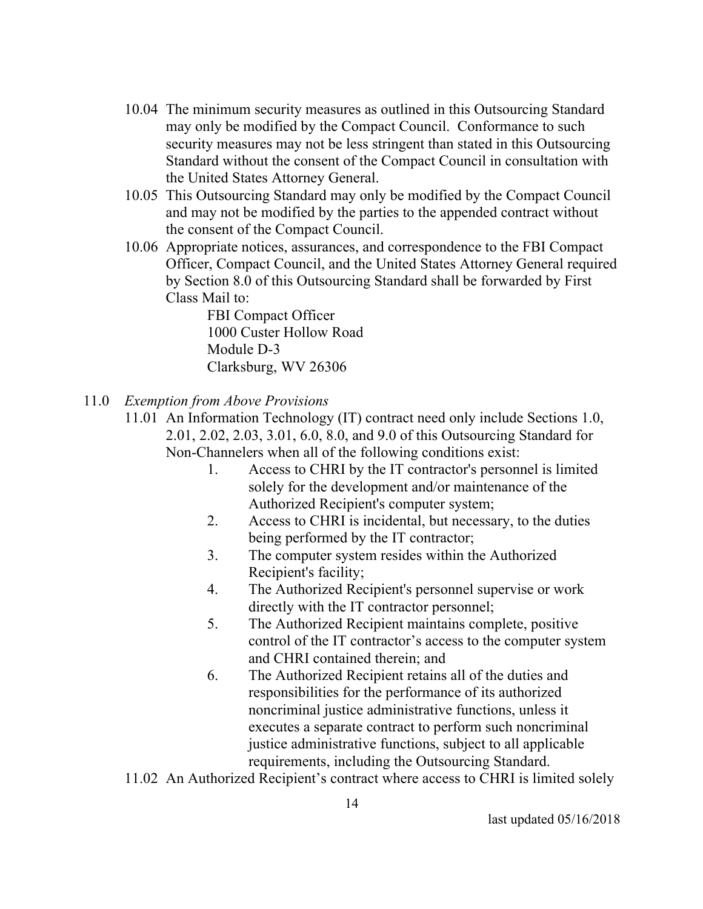10.04 The minimum security measures as outlined in this Outsourcing Standard may only be modified by the Compact Council. Conformance to such security measures may not be less stringent than stated in this Outsourcing Standard without the consent of the Compact Council in consultation with the United States Attorney General.

10.05 This Outsourcing Standard may only be modified by the Compact Council and may not be modified by the parties to the appended contract without the consent of the Compact Council.

10.06 Appropriate notices, assurances, and correspondence to the FBI Compact Officer, Compact Council, and the United States Attorney General required by Section 8.0 of this Outsourcing Standard shall be forwarded by First Class Mail to:

FBI Compact Officer
1000 Custer Hollow Road
Module D-3
Clarksburg, WV 26306

11.0 *Exemption from Above Provisions*

11.01 An Information Technology (IT) contract need only include Sections 1.0, 2.01, 2.02, 2.03, 3.01, 6.0, 8.0, and 9.0 of this Outsourcing Standard for Non-Channelers when all of the following conditions exist:

1. Access to CHRI by the IT contractor's personnel is limited solely for the development and/or maintenance of the Authorized Recipient's computer system;
2. Access to CHRI is incidental, but necessary, to the duties being performed by the IT contractor;
3. The computer system resides within the Authorized Recipient's facility;
4. The Authorized Recipient's personnel supervise or work directly with the IT contractor personnel;
5. The Authorized Recipient maintains complete, positive control of the IT contractor's access to the computer system and CHRI contained therein; and
6. The Authorized Recipient retains all of the duties and responsibilities for the performance of its authorized noncriminal justice administrative functions, unless it executes a separate contract to perform such noncriminal justice administrative functions, subject to all applicable requirements, including the Outsourcing Standard.

11.02 An Authorized Recipient's contract where access to CHRI is limited solely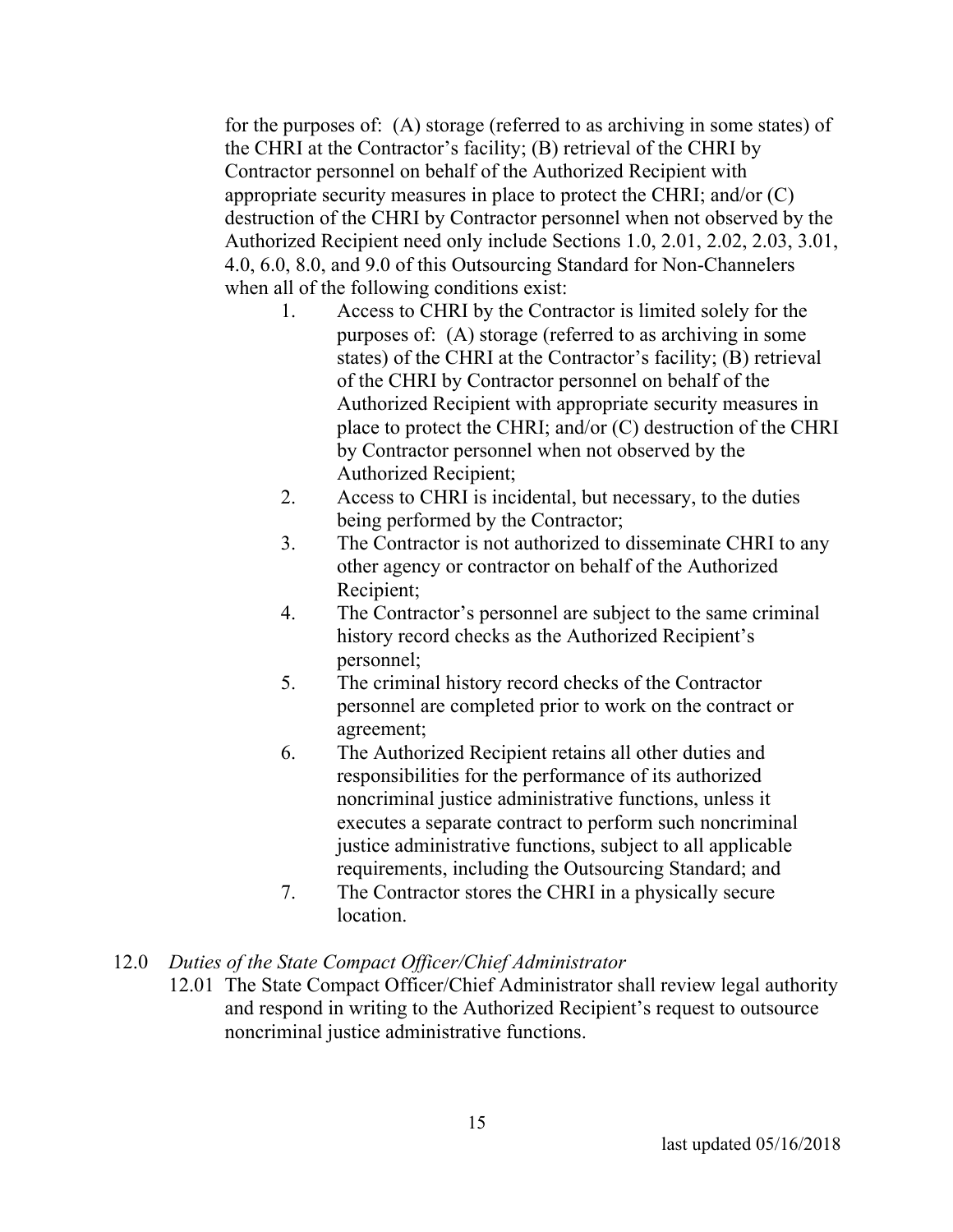for the purposes of: (A) storage (referred to as archiving in some states) of the CHRI at the Contractor's facility; (B) retrieval of the CHRI by Contractor personnel on behalf of the Authorized Recipient with appropriate security measures in place to protect the CHRI; and/or (C) destruction of the CHRI by Contractor personnel when not observed by the Authorized Recipient need only include Sections 1.0, 2.01, 2.02, 2.03, 3.01, 4.0, 6.0, 8.0, and 9.0 of this Outsourcing Standard for Non-Channelers when all of the following conditions exist:

1. Access to CHRI by the Contractor is limited solely for the purposes of: (A) storage (referred to as archiving in some states) of the CHRI at the Contractor's facility; (B) retrieval of the CHRI by Contractor personnel on behalf of the Authorized Recipient with appropriate security measures in place to protect the CHRI; and/or (C) destruction of the CHRI by Contractor personnel when not observed by the Authorized Recipient;
2. Access to CHRI is incidental, but necessary, to the duties being performed by the Contractor;
3. The Contractor is not authorized to disseminate CHRI to any other agency or contractor on behalf of the Authorized Recipient;
4. The Contractor's personnel are subject to the same criminal history record checks as the Authorized Recipient's personnel;
5. The criminal history record checks of the Contractor personnel are completed prior to work on the contract or agreement;
6. The Authorized Recipient retains all other duties and responsibilities for the performance of its authorized noncriminal justice administrative functions, unless it executes a separate contract to perform such noncriminal justice administrative functions, subject to all applicable requirements, including the Outsourcing Standard; and
7. The Contractor stores the CHRI in a physically secure location.

## 12.0 *Duties of the State Compact Officer/Chief Administrator*

12.01 The State Compact Officer/Chief Administrator shall review legal authority and respond in writing to the Authorized Recipient's request to outsource noncriminal justice administrative functions.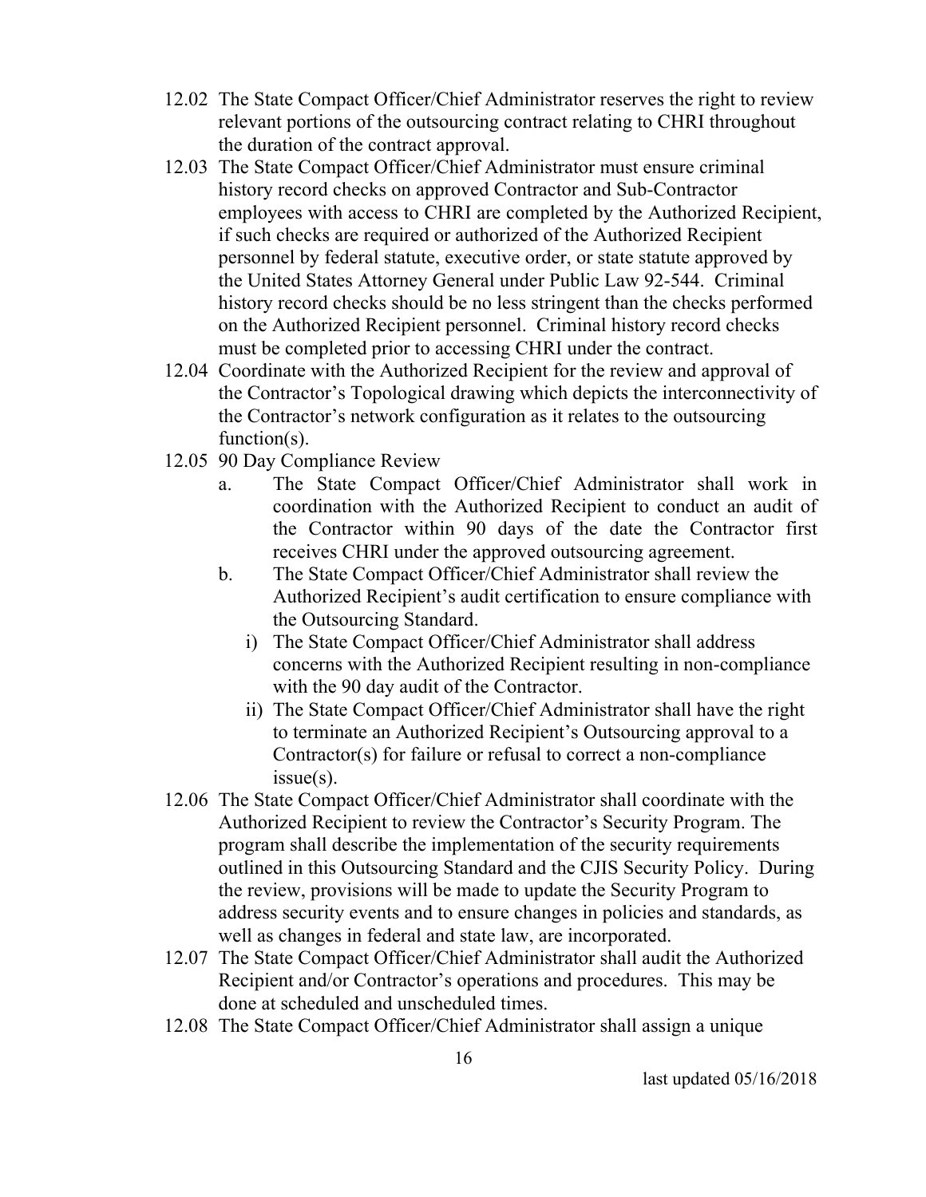12.02 The State Compact Officer/Chief Administrator reserves the right to review relevant portions of the outsourcing contract relating to CHRI throughout the duration of the contract approval.

12.03 The State Compact Officer/Chief Administrator must ensure criminal history record checks on approved Contractor and Sub-Contractor employees with access to CHRI are completed by the Authorized Recipient, if such checks are required or authorized of the Authorized Recipient personnel by federal statute, executive order, or state statute approved by the United States Attorney General under Public Law 92-544. Criminal history record checks should be no less stringent than the checks performed on the Authorized Recipient personnel. Criminal history record checks must be completed prior to accessing CHRI under the contract.

12.04 Coordinate with the Authorized Recipient for the review and approval of the Contractor's Topological drawing which depicts the interconnectivity of the Contractor's network configuration as it relates to the outsourcing function(s).

12.05 90 Day Compliance Review

- a. The State Compact Officer/Chief Administrator shall work in coordination with the Authorized Recipient to conduct an audit of the Contractor within 90 days of the date the Contractor first receives CHRI under the approved outsourcing agreement.
- b. The State Compact Officer/Chief Administrator shall review the Authorized Recipient's audit certification to ensure compliance with the Outsourcing Standard.
  - i) The State Compact Officer/Chief Administrator shall address concerns with the Authorized Recipient resulting in non-compliance with the 90 day audit of the Contractor.
  - ii) The State Compact Officer/Chief Administrator shall have the right to terminate an Authorized Recipient's Outsourcing approval to a Contractor(s) for failure or refusal to correct a non-compliance issue(s).

12.06 The State Compact Officer/Chief Administrator shall coordinate with the Authorized Recipient to review the Contractor's Security Program. The program shall describe the implementation of the security requirements outlined in this Outsourcing Standard and the CJIS Security Policy. During the review, provisions will be made to update the Security Program to address security events and to ensure changes in policies and standards, as well as changes in federal and state law, are incorporated.

12.07 The State Compact Officer/Chief Administrator shall audit the Authorized Recipient and/or Contractor's operations and procedures. This may be done at scheduled and unscheduled times.

12.08 The State Compact Officer/Chief Administrator shall assign a unique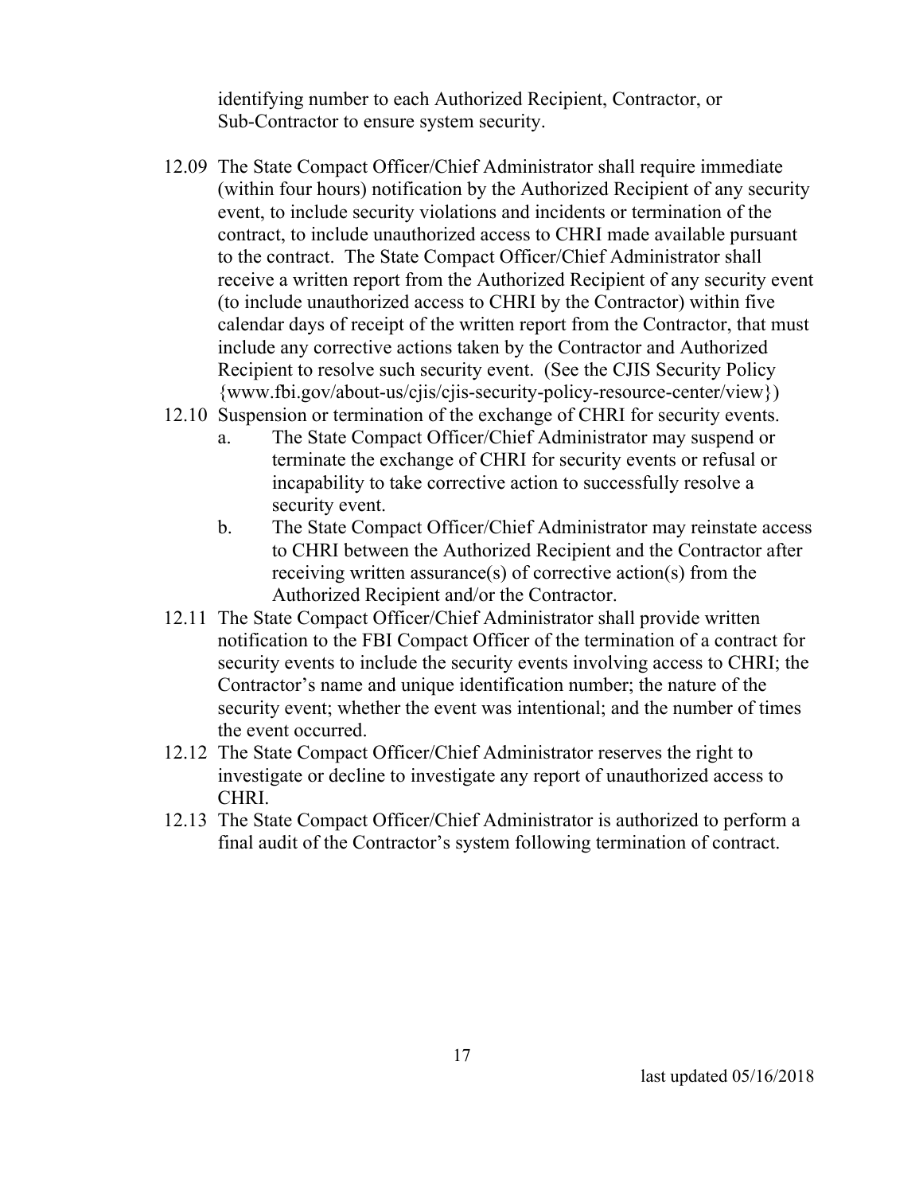identifying number to each Authorized Recipient, Contractor, or Sub-Contractor to ensure system security.

12.09 The State Compact Officer/Chief Administrator shall require immediate (within four hours) notification by the Authorized Recipient of any security event, to include security violations and incidents or termination of the contract, to include unauthorized access to CHRI made available pursuant to the contract. The State Compact Officer/Chief Administrator shall receive a written report from the Authorized Recipient of any security event (to include unauthorized access to CHRI by the Contractor) within five calendar days of receipt of the written report from the Contractor, that must include any corrective actions taken by the Contractor and Authorized Recipient to resolve such security event. (See the CJIS Security Policy {www.fbi.gov/about-us/cjis/cjis-security-policy-resource-center/view})

12.10 Suspension or termination of the exchange of CHRI for security events.

a. The State Compact Officer/Chief Administrator may suspend or terminate the exchange of CHRI for security events or refusal or incapability to take corrective action to successfully resolve a security event.

b. The State Compact Officer/Chief Administrator may reinstate access to CHRI between the Authorized Recipient and the Contractor after receiving written assurance(s) of corrective action(s) from the Authorized Recipient and/or the Contractor.

12.11 The State Compact Officer/Chief Administrator shall provide written notification to the FBI Compact Officer of the termination of a contract for security events to include the security events involving access to CHRI; the Contractor's name and unique identification number; the nature of the security event; whether the event was intentional; and the number of times the event occurred.

12.12 The State Compact Officer/Chief Administrator reserves the right to investigate or decline to investigate any report of unauthorized access to CHRI.

12.13 The State Compact Officer/Chief Administrator is authorized to perform a final audit of the Contractor's system following termination of contract.